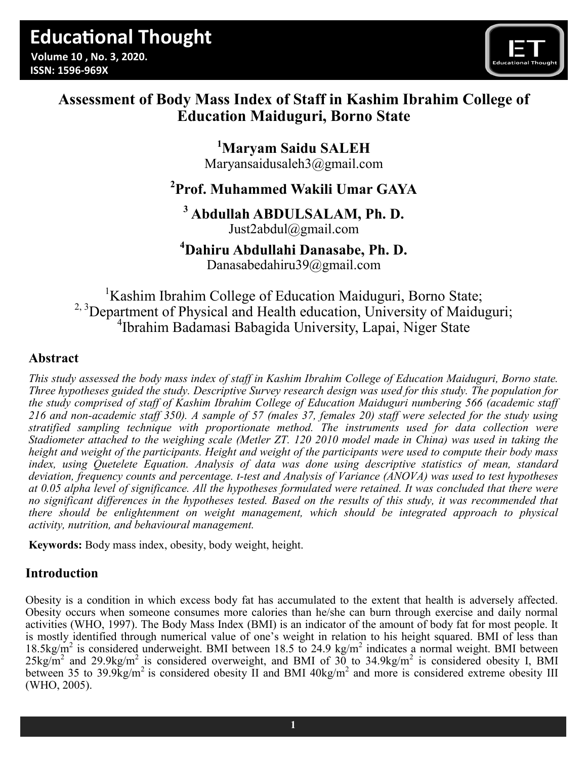# Assessment of Body Mass Index of Staff in Kashim Ibrahim College of Education Maiduguri, Borno State

**[1]Maryam Saidu SALEH**
Maryansaidusaleh3@gmail.com

**[2]Prof. Muhammed Wakili Umar GAYA**

**[3] Abdullah ABDULSALAM, Ph. D.**
Just2abdul@gmail.com

**[4]Dahiru Abdullahi Danasabe, Ph. D.**
Danasabedahiru39@gmail.com

[1]Kashim Ibrahim College of Education Maiduguri, Borno State;
[2, 3]Department of Physical and Health education, University of Maiduguri;
[4]Ibrahim Badamasi Babagida University, Lapai, Niger State

## Abstract

*This study assessed the body mass index of staff in Kashim Ibrahim College of Education Maiduguri, Borno state. Three hypotheses guided the study. Descriptive Survey research design was used for this study. The population for the study comprised of staff of Kashim Ibrahim College of Education Maiduguri numbering 566 (academic staff 216 and non-academic staff 350). A sample of 57 (males 37, females 20) staff were selected for the study using stratified sampling technique with proportionate method. The instruments used for data collection were Stadiometer attached to the weighing scale (Metler ZT. 120 2010 model made in China) was used in taking the height and weight of the participants. Height and weight of the participants were used to compute their body mass index, using Quetelete Equation. Analysis of data was done using descriptive statistics of mean, standard deviation, frequency counts and percentage. t-test and Analysis of Variance (ANOVA) was used to test hypotheses at 0.05 alpha level of significance. All the hypotheses formulated were retained. It was concluded that there were no significant differences in the hypotheses tested. Based on the results of this study, it was recommended that there should be enlightenment on weight management, which should be integrated approach to physical activity, nutrition, and behavioural management.*

**Keywords:** Body mass index, obesity, body weight, height.

## Introduction

Obesity is a condition in which excess body fat has accumulated to the extent that health is adversely affected. Obesity occurs when someone consumes more calories than he/she can burn through exercise and daily normal activities (WHO, 1997). The Body Mass Index (BMI) is an indicator of the amount of body fat for most people. It is mostly identified through numerical value of one's weight in relation to his height squared. BMI of less than $18.5 kg/m^2$ is considered underweight. BMI between 18.5 to 24.9 $kg/m^2$ indicates a normal weight. BMI between $25 kg/m^2$ and $29.9 kg/m^2$ is considered overweight, and BMI of 30 to $34.9 kg/m^2$ is considered obesity I, BMI between 35 to $39.9 kg/m^2$ is considered obesity II and BMI $40 kg/m^2$ and more is considered extreme obesity III (WHO, 2005).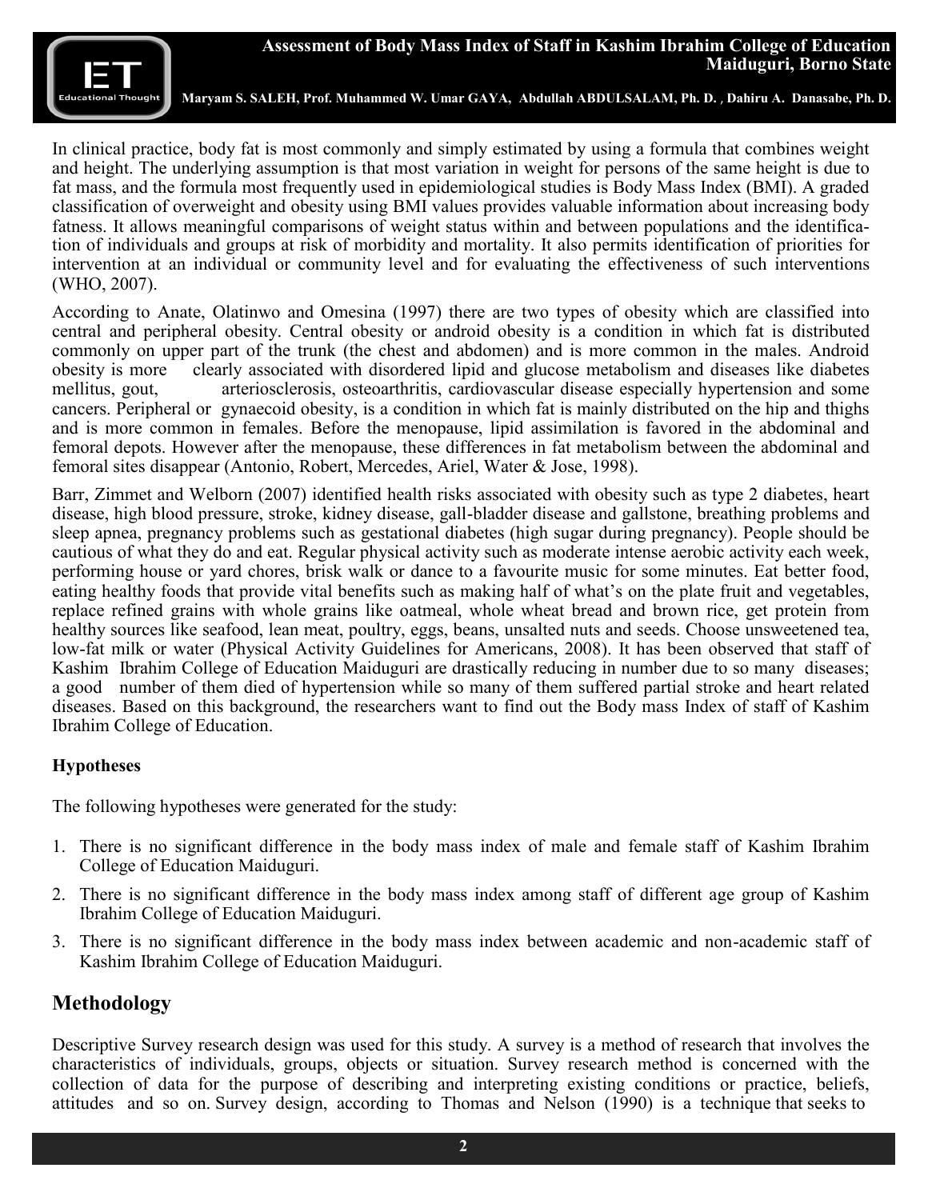In clinical practice, body fat is most commonly and simply estimated by using a formula that combines weight and height. The underlying assumption is that most variation in weight for persons of the same height is due to fat mass, and the formula most frequently used in epidemiological studies is Body Mass Index (BMI). A graded classification of overweight and obesity using BMI values provides valuable information about increasing body fatness. It allows meaningful comparisons of weight status within and between populations and the identification of individuals and groups at risk of morbidity and mortality. It also permits identification of priorities for intervention at an individual or community level and for evaluating the effectiveness of such interventions (WHO, 2007).

According to Anate, Olatinwo and Omesina (1997) there are two types of obesity which are classified into central and peripheral obesity. Central obesity or android obesity is a condition in which fat is distributed commonly on upper part of the trunk (the chest and abdomen) and is more common in the males. Android obesity is more clearly associated with disordered lipid and glucose metabolism and diseases like diabetes mellitus, gout, arteriosclerosis, osteoarthritis, cardiovascular disease especially hypertension and some cancers. Peripheral or gynaecoid obesity, is a condition in which fat is mainly distributed on the hip and thighs and is more common in females. Before the menopause, lipid assimilation is favored in the abdominal and femoral depots. However after the menopause, these differences in fat metabolism between the abdominal and femoral sites disappear (Antonio, Robert, Mercedes, Ariel, Water & Jose, 1998).

Barr, Zimmet and Welborn (2007) identified health risks associated with obesity such as type 2 diabetes, heart disease, high blood pressure, stroke, kidney disease, gall-bladder disease and gallstone, breathing problems and sleep apnea, pregnancy problems such as gestational diabetes (high sugar during pregnancy). People should be cautious of what they do and eat. Regular physical activity such as moderate intense aerobic activity each week, performing house or yard chores, brisk walk or dance to a favourite music for some minutes. Eat better food, eating healthy foods that provide vital benefits such as making half of what's on the plate fruit and vegetables, replace refined grains with whole grains like oatmeal, whole wheat bread and brown rice, get protein from healthy sources like seafood, lean meat, poultry, eggs, beans, unsalted nuts and seeds. Choose unsweetened tea, low-fat milk or water (Physical Activity Guidelines for Americans, 2008). It has been observed that staff of Kashim Ibrahim College of Education Maiduguri are drastically reducing in number due to so many diseases; a good number of them died of hypertension while so many of them suffered partial stroke and heart related diseases. Based on this background, the researchers want to find out the Body mass Index of staff of Kashim Ibrahim College of Education.

### Hypotheses

The following hypotheses were generated for the study:

1. There is no significant difference in the body mass index of male and female staff of Kashim Ibrahim College of Education Maiduguri.
2. There is no significant difference in the body mass index among staff of different age group of Kashim Ibrahim College of Education Maiduguri.
3. There is no significant difference in the body mass index between academic and non-academic staff of Kashim Ibrahim College of Education Maiduguri.

## Methodology

Descriptive Survey research design was used for this study. A survey is a method of research that involves the characteristics of individuals, groups, objects or situation. Survey research method is concerned with the collection of data for the purpose of describing and interpreting existing conditions or practice, beliefs, attitudes and so on. Survey design, according to Thomas and Nelson (1990) is a technique that seeks to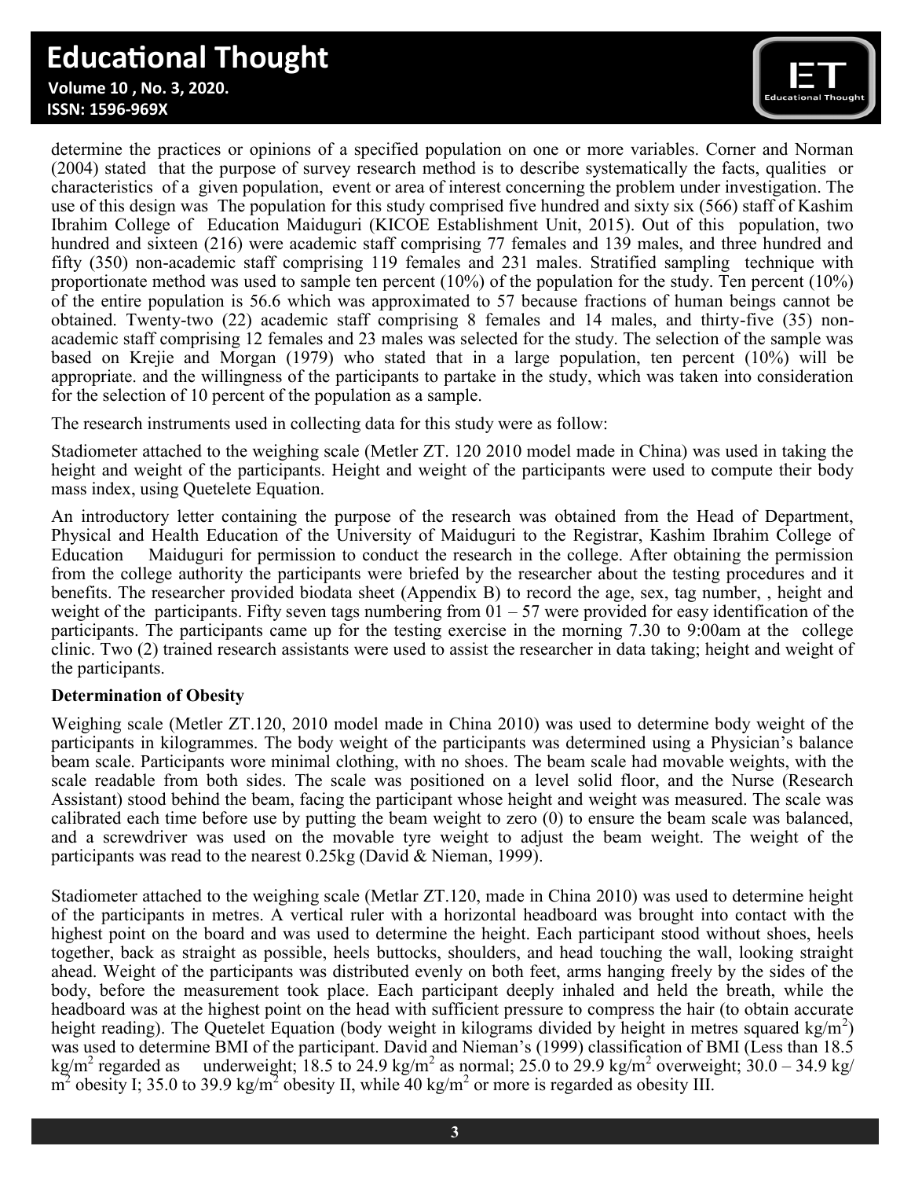determine the practices or opinions of a specified population on one or more variables. Corner and Norman (2004) stated that the purpose of survey research method is to describe systematically the facts, qualities or characteristics of a given population, event or area of interest concerning the problem under investigation. The use of this design was The population for this study comprised five hundred and sixty six (566) staff of Kashim Ibrahim College of Education Maiduguri (KICOE Establishment Unit, 2015). Out of this population, two hundred and sixteen (216) were academic staff comprising 77 females and 139 males, and three hundred and fifty (350) non-academic staff comprising 119 females and 231 males. Stratified sampling technique with proportionate method was used to sample ten percent (10%) of the population for the study. Ten percent (10%) of the entire population is 56.6 which was approximated to 57 because fractions of human beings cannot be obtained. Twenty-two (22) academic staff comprising 8 females and 14 males, and thirty-five (35) non-academic staff comprising 12 females and 23 males was selected for the study. The selection of the sample was based on Krejie and Morgan (1979) who stated that in a large population, ten percent (10%) will be appropriate. and the willingness of the participants to partake in the study, which was taken into consideration for the selection of 10 percent of the population as a sample.

The research instruments used in collecting data for this study were as follow:

Stadiometer attached to the weighing scale (Metler ZT. 120 2010 model made in China) was used in taking the height and weight of the participants. Height and weight of the participants were used to compute their body mass index, using Quetelete Equation.

An introductory letter containing the purpose of the research was obtained from the Head of Department, Physical and Health Education of the University of Maiduguri to the Registrar, Kashim Ibrahim College of Education Maiduguri for permission to conduct the research in the college. After obtaining the permission from the college authority the participants were briefed by the researcher about the testing procedures and it benefits. The researcher provided biodata sheet (Appendix B) to record the age, sex, tag number, , height and weight of the participants. Fifty seven tags numbering from 01 – 57 were provided for easy identification of the participants. The participants came up for the testing exercise in the morning 7.30 to 9:00am at the college clinic. Two (2) trained research assistants were used to assist the researcher in data taking; height and weight of the participants.

**Determination of Obesity**

Weighing scale (Metler ZT.120, 2010 model made in China 2010) was used to determine body weight of the participants in kilogrammes. The body weight of the participants was determined using a Physician's balance beam scale. Participants wore minimal clothing, with no shoes. The beam scale had movable weights, with the scale readable from both sides. The scale was positioned on a level solid floor, and the Nurse (Research Assistant) stood behind the beam, facing the participant whose height and weight was measured. The scale was calibrated each time before use by putting the beam weight to zero (0) to ensure the beam scale was balanced, and a screwdriver was used on the movable tyre weight to adjust the beam weight. The weight of the participants was read to the nearest 0.25kg (David & Nieman, 1999).

Stadiometer attached to the weighing scale (Metlar ZT.120, made in China 2010) was used to determine height of the participants in metres. A vertical ruler with a horizontal headboard was brought into contact with the highest point on the board and was used to determine the height. Each participant stood without shoes, heels together, back as straight as possible, heels buttocks, shoulders, and head touching the wall, looking straight ahead. Weight of the participants was distributed evenly on both feet, arms hanging freely by the sides of the body, before the measurement took place. Each participant deeply inhaled and held the breath, while the headboard was at the highest point on the head with sufficient pressure to compress the hair (to obtain accurate height reading). The Quetelet Equation (body weight in kilograms divided by height in metres squared $kg/m^2$) was used to determine BMI of the participant. David and Nieman's (1999) classification of BMI (Less than 18.5 $kg/m^2$ regarded as underweight; 18.5 to 24.9 $kg/m^2$ as normal; 25.0 to 29.9 $kg/m^2$ overweight; 30.0 – 34.9 $kg/m^2$ obesity I; 35.0 to 39.9 $kg/m^2$ obesity II, while 40 $kg/m^2$ or more is regarded as obesity III.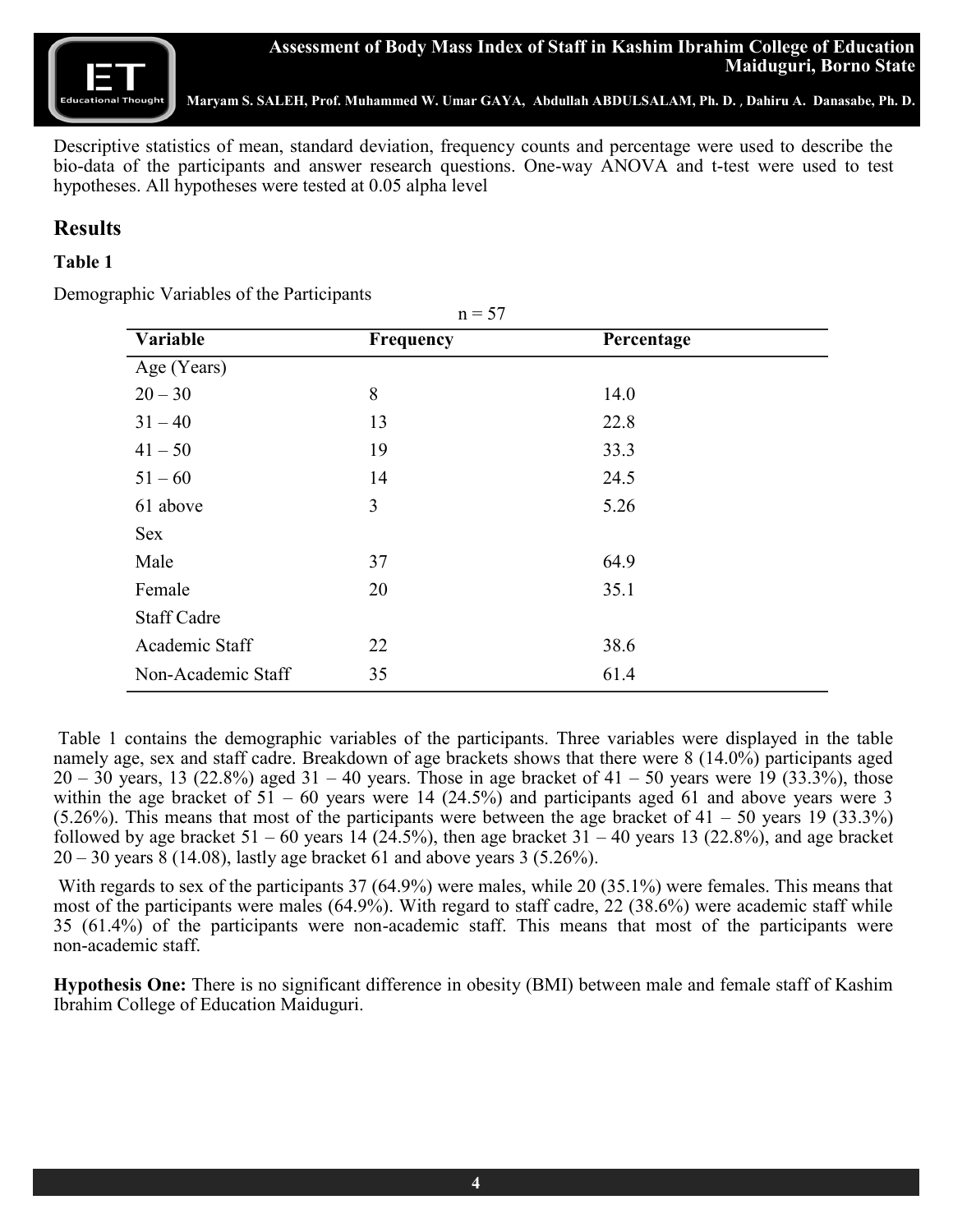Descriptive statistics of mean, standard deviation, frequency counts and percentage were used to describe the bio-data of the participants and answer research questions. One-way ANOVA and t-test were used to test hypotheses. All hypotheses were tested at 0.05 alpha level

## Results

**Table 1**

Demographic Variables of the Participants

n = 57

| Variable | Frequency | Percentage |
|---|---|---|
| Age (Years) | | |
| 20 – 30 | 8 | 14.0 |
| 31 – 40 | 13 | 22.8 |
| 41 – 50 | 19 | 33.3 |
| 51 – 60 | 14 | 24.5 |
| 61 above | 3 | 5.26 |
| Sex | | |
| Male | 37 | 64.9 |
| Female | 20 | 35.1 |
| Staff Cadre | | |
| Academic Staff | 22 | 38.6 |
| Non-Academic Staff | 35 | 61.4 |

Table 1 contains the demographic variables of the participants. Three variables were displayed in the table namely age, sex and staff cadre. Breakdown of age brackets shows that there were 8 (14.0%) participants aged 20 – 30 years, 13 (22.8%) aged 31 – 40 years. Those in age bracket of 41 – 50 years were 19 (33.3%), those within the age bracket of 51 – 60 years were 14 (24.5%) and participants aged 61 and above years were 3 (5.26%). This means that most of the participants were between the age bracket of 41 – 50 years 19 (33.3%) followed by age bracket 51 – 60 years 14 (24.5%), then age bracket 31 – 40 years 13 (22.8%), and age bracket 20 – 30 years 8 (14.08), lastly age bracket 61 and above years 3 (5.26%).

With regards to sex of the participants 37 (64.9%) were males, while 20 (35.1%) were females. This means that most of the participants were males (64.9%). With regard to staff cadre, 22 (38.6%) were academic staff while 35 (61.4%) of the participants were non-academic staff. This means that most of the participants were non-academic staff.

**Hypothesis One:** There is no significant difference in obesity (BMI) between male and female staff of Kashim Ibrahim College of Education Maiduguri.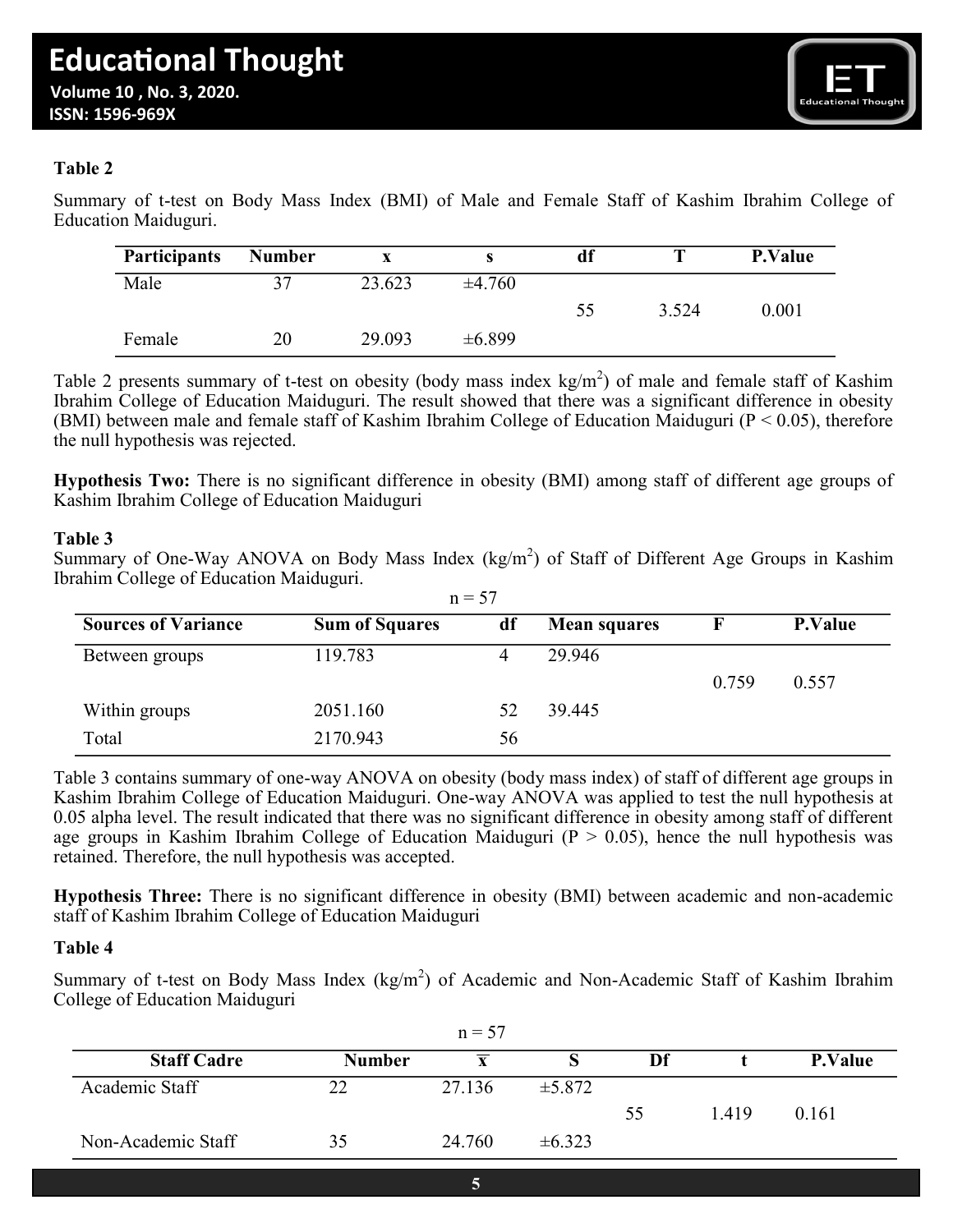**Table 2**

Summary of t-test on Body Mass Index (BMI) of Male and Female Staff of Kashim Ibrahim College of Education Maiduguri.

| Participants | Number | x | s | df | T | P.Value |
|---|---|---|---|---|---|---|
| Male | 37 | 23.623 | ±4.760 | 55 | 3.524 | 0.001 |
| Female | 20 | 29.093 | ±6.899 | | | |

Table 2 presents summary of t-test on obesity (body mass index kg/m$^2$) of male and female staff of Kashim Ibrahim College of Education Maiduguri. The result showed that there was a significant difference in obesity (BMI) between male and female staff of Kashim Ibrahim College of Education Maiduguri ($P < 0.05$), therefore the null hypothesis was rejected.

**Hypothesis Two:** There is no significant difference in obesity (BMI) among staff of different age groups of Kashim Ibrahim College of Education Maiduguri

**Table 3**

Summary of One-Way ANOVA on Body Mass Index (kg/m$^2$) of Staff of Different Age Groups in Kashim Ibrahim College of Education Maiduguri.

n = 57

| Sources of Variance | Sum of Squares | df | Mean squares | F | P.Value |
|---|---|---|---|---|---|
| Between groups | 119.783 | 4 | 29.946 | 0.759 | 0.557 |
| Within groups | 2051.160 | 52 | 39.445 | | |
| Total | 2170.943 | 56 | | | |

Table 3 contains summary of one-way ANOVA on obesity (body mass index) of staff of different age groups in Kashim Ibrahim College of Education Maiduguri. One-way ANOVA was applied to test the null hypothesis at 0.05 alpha level. The result indicated that there was no significant difference in obesity among staff of different age groups in Kashim Ibrahim College of Education Maiduguri ($P > 0.05$), hence the null hypothesis was retained. Therefore, the null hypothesis was accepted.

**Hypothesis Three:** There is no significant difference in obesity (BMI) between academic and non-academic staff of Kashim Ibrahim College of Education Maiduguri

**Table 4**

Summary of t-test on Body Mass Index (kg/m$^2$) of Academic and Non-Academic Staff of Kashim Ibrahim College of Education Maiduguri

n = 57

| Staff Cadre | Number | $\overline{x}$ | S | Df | t | P.Value |
|---|---|---|---|---|---|---|
| Academic Staff | 22 | 27.136 | ±5.872 | 55 | 1.419 | 0.161 |
| Non-Academic Staff | 35 | 24.760 | ±6.323 | | | |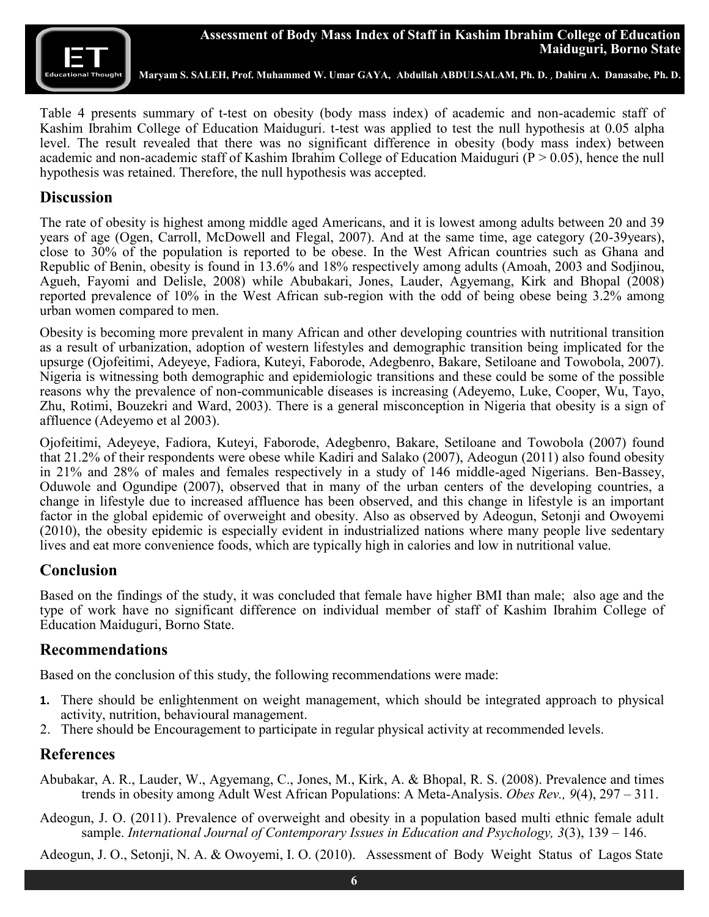Table 4 presents summary of t-test on obesity (body mass index) of academic and non-academic staff of Kashim Ibrahim College of Education Maiduguri. t-test was applied to test the null hypothesis at 0.05 alpha level. The result revealed that there was no significant difference in obesity (body mass index) between academic and non-academic staff of Kashim Ibrahim College of Education Maiduguri ($P > 0.05$), hence the null hypothesis was retained. Therefore, the null hypothesis was accepted.

## Discussion

The rate of obesity is highest among middle aged Americans, and it is lowest among adults between 20 and 39 years of age (Ogen, Carroll, McDowell and Flegal, 2007). And at the same time, age category (20-39years), close to 30% of the population is reported to be obese. In the West African countries such as Ghana and Republic of Benin, obesity is found in 13.6% and 18% respectively among adults (Amoah, 2003 and Sodjinou, Agueh, Fayomi and Delisle, 2008) while Abubakari, Jones, Lauder, Agyemang, Kirk and Bhopal (2008) reported prevalence of 10% in the West African sub-region with the odd of being obese being 3.2% among urban women compared to men.

Obesity is becoming more prevalent in many African and other developing countries with nutritional transition as a result of urbanization, adoption of western lifestyles and demographic transition being implicated for the upsurge (Ojofeitimi, Adeyeye, Fadiora, Kuteyi, Faborode, Adegbenro, Bakare, Setiloane and Towobola, 2007). Nigeria is witnessing both demographic and epidemiologic transitions and these could be some of the possible reasons why the prevalence of non-communicable diseases is increasing (Adeyemo, Luke, Cooper, Wu, Tayo, Zhu, Rotimi, Bouzekri and Ward, 2003). There is a general misconception in Nigeria that obesity is a sign of affluence (Adeyemo et al 2003).

Ojofeitimi, Adeyeye, Fadiora, Kuteyi, Faborode, Adegbenro, Bakare, Setiloane and Towobola (2007) found that 21.2% of their respondents were obese while Kadiri and Salako (2007), Adeogun (2011) also found obesity in 21% and 28% of males and females respectively in a study of 146 middle-aged Nigerians. Ben-Bassey, Oduwole and Ogundipe (2007), observed that in many of the urban centers of the developing countries, a change in lifestyle due to increased affluence has been observed, and this change in lifestyle is an important factor in the global epidemic of overweight and obesity. Also as observed by Adeogun, Setonji and Owoyemi (2010), the obesity epidemic is especially evident in industrialized nations where many people live sedentary lives and eat more convenience foods, which are typically high in calories and low in nutritional value.

## Conclusion

Based on the findings of the study, it was concluded that female have higher BMI than male; also age and the type of work have no significant difference on individual member of staff of Kashim Ibrahim College of Education Maiduguri, Borno State.

## Recommendations

Based on the conclusion of this study, the following recommendations were made:

1. There should be enlightenment on weight management, which should be integrated approach to physical activity, nutrition, behavioural management.
2. There should be Encouragement to participate in regular physical activity at recommended levels.

## References

Abubakar, A. R., Lauder, W., Agyemang, C., Jones, M., Kirk, A. & Bhopal, R. S. (2008). Prevalence and times trends in obesity among Adult West African Populations: A Meta-Analysis. *Obes Rev., 9*(4), 297 – 311.

Adeogun, J. O. (2011). Prevalence of overweight and obesity in a population based multi ethnic female adult sample. *International Journal of Contemporary Issues in Education and Psychology, 3*(3), 139 – 146.

Adeogun, J. O., Setonji, N. A. & Owoyemi, I. O. (2010). Assessment of Body Weight Status of Lagos State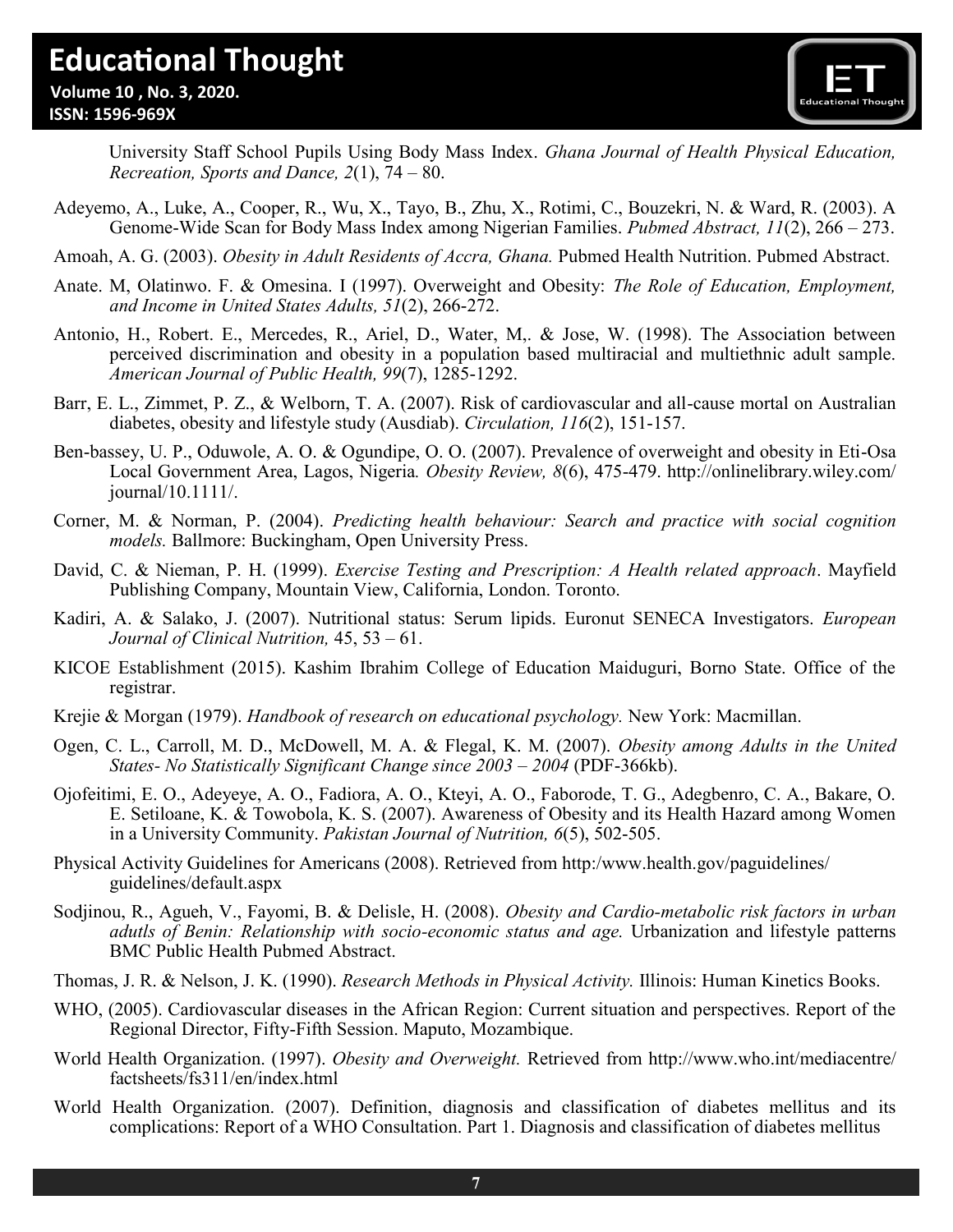University Staff School Pupils Using Body Mass Index. *Ghana Journal of Health Physical Education, Recreation, Sports and Dance, 2*(1), 74 – 80.

Adeyemo, A., Luke, A., Cooper, R., Wu, X., Tayo, B., Zhu, X., Rotimi, C., Bouzekri, N. & Ward, R. (2003). A Genome-Wide Scan for Body Mass Index among Nigerian Families. *Pubmed Abstract, 11*(2), 266 – 273.

Amoah, A. G. (2003). *Obesity in Adult Residents of Accra, Ghana.* Pubmed Health Nutrition. Pubmed Abstract.

Anate. M, Olatinwo. F. & Omesina. I (1997). Overweight and Obesity: *The Role of Education, Employment, and Income in United States Adults, 51*(2), 266-272.

Antonio, H., Robert. E., Mercedes, R., Ariel, D., Water, M,. & Jose, W. (1998). The Association between perceived discrimination and obesity in a population based multiracial and multiethnic adult sample. *American Journal of Public Health, 99*(7), 1285-1292.

Barr, E. L., Zimmet, P. Z., & Welborn, T. A. (2007). Risk of cardiovascular and all-cause mortal on Australian diabetes, obesity and lifestyle study (Ausdiab). *Circulation, 116*(2), 151-157.

Ben-bassey, U. P., Oduwole, A. O. & Ogundipe, O. O. (2007). Prevalence of overweight and obesity in Eti-Osa Local Government Area, Lagos, Nigeria. *Obesity Review, 8*(6), 475-479. http://onlinelibrary.wiley.com/journal/10.1111/.

Corner, M. & Norman, P. (2004). *Predicting health behaviour: Search and practice with social cognition models.* Ballmore: Buckingham, Open University Press.

David, C. & Nieman, P. H. (1999). *Exercise Testing and Prescription: A Health related approach*. Mayfield Publishing Company, Mountain View, California, London. Toronto.

Kadiri, A. & Salako, J. (2007). Nutritional status: Serum lipids. Euronut SENECA Investigators. *European Journal of Clinical Nutrition,* 45, 53 – 61.

KICOE Establishment (2015). Kashim Ibrahim College of Education Maiduguri, Borno State. Office of the registrar.

Krejie & Morgan (1979). *Handbook of research on educational psychology.* New York: Macmillan.

Ogen, C. L., Carroll, M. D., McDowell, M. A. & Flegal, K. M. (2007). *Obesity among Adults in the United States- No Statistically Significant Change since 2003 – 2004* (PDF-366kb).

Ojofeitimi, E. O., Adeyeye, A. O., Fadiora, A. O., Kteyi, A. O., Faborode, T. G., Adegbenro, C. A., Bakare, O. E. Setiloane, K. & Towobola, K. S. (2007). Awareness of Obesity and its Health Hazard among Women in a University Community. *Pakistan Journal of Nutrition, 6*(5), 502-505.

Physical Activity Guidelines for Americans (2008). Retrieved from http:/www.health.gov/paguidelines/guidelines/default.aspx

Sodjinou, R., Agueh, V., Fayomi, B. & Delisle, H. (2008). *Obesity and Cardio-metabolic risk factors in urban adutls of Benin: Relationship with socio-economic status and age.* Urbanization and lifestyle patterns BMC Public Health Pubmed Abstract.

Thomas, J. R. & Nelson, J. K. (1990). *Research Methods in Physical Activity.* Illinois: Human Kinetics Books.

WHO, (2005). Cardiovascular diseases in the African Region: Current situation and perspectives. Report of the Regional Director, Fifty-Fifth Session. Maputo, Mozambique.

World Health Organization. (1997). *Obesity and Overweight.* Retrieved from http://www.who.int/mediacentre/factsheets/fs311/en/index.html

World Health Organization. (2007). Definition, diagnosis and classification of diabetes mellitus and its complications: Report of a WHO Consultation. Part 1. Diagnosis and classification of diabetes mellitus